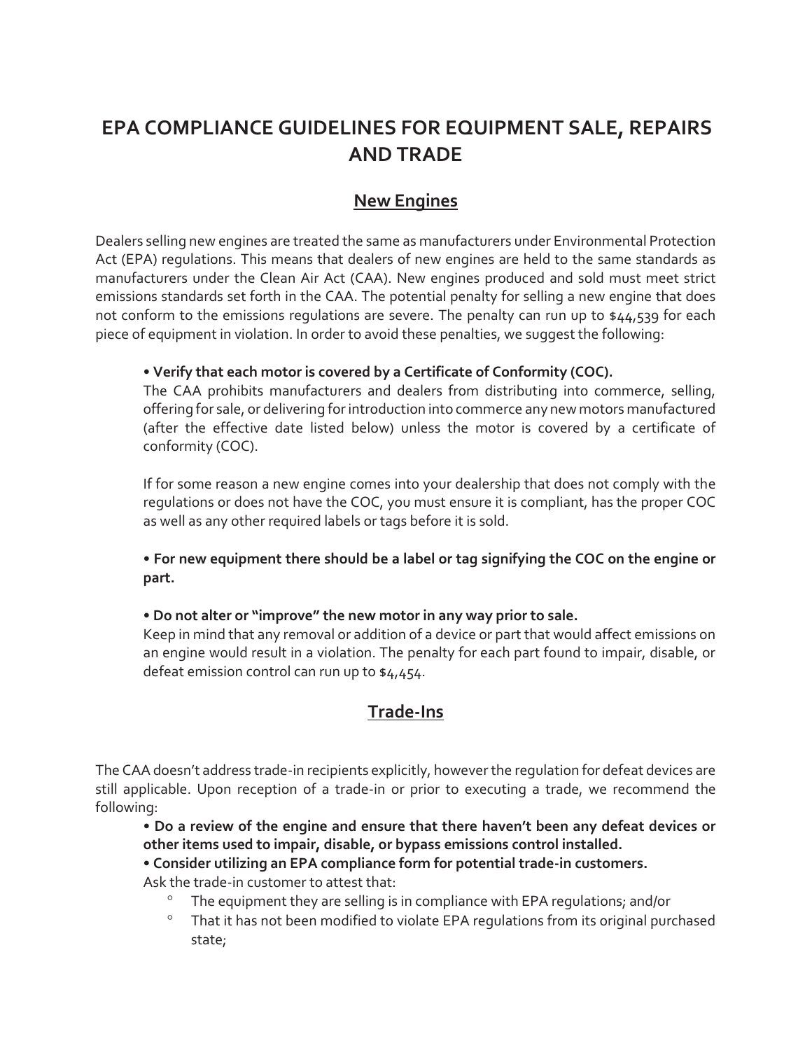# EPA COMPLIANCE GUIDELINES FOR EQUIPMENT SALE, REPAIRS AND TRADE

## New Engines

Dealers selling new engines are treated the same as manufacturers under Environmental Protection Act (EPA) regulations. This means that dealers of new engines are held to the same standards as manufacturers under the Clean Air Act (CAA). New engines produced and sold must meet strict emissions standards set forth in the CAA. The potential penalty for selling a new engine that does not conform to the emissions regulations are severe. The penalty can run up to $44,539 for each piece of equipment in violation. In order to avoid these penalties, we suggest the following:

- **Verify that each motor is covered by a Certificate of Conformity (COC).**

  The CAA prohibits manufacturers and dealers from distributing into commerce, selling, offering for sale, or delivering for introduction into commerce any new motors manufactured (after the effective date listed below) unless the motor is covered by a certificate of conformity (COC).

  If for some reason a new engine comes into your dealership that does not comply with the regulations or does not have the COC, you must ensure it is compliant, has the proper COC as well as any other required labels or tags before it is sold.

- **For new equipment there should be a label or tag signifying the COC on the engine or part.**

- **Do not alter or "improve" the new motor in any way prior to sale.**

  Keep in mind that any removal or addition of a device or part that would affect emissions on an engine would result in a violation. The penalty for each part found to impair, disable, or defeat emission control can run up to $4,454.

## Trade-Ins

The CAA doesn't address trade-in recipients explicitly, however the regulation for defeat devices are still applicable. Upon reception of a trade-in or prior to executing a trade, we recommend the following:

- **Do a review of the engine and ensure that there haven't been any defeat devices or other items used to impair, disable, or bypass emissions control installed.**
- **Consider utilizing an EPA compliance form for potential trade-in customers.**

  Ask the trade-in customer to attest that:
  - The equipment they are selling is in compliance with EPA regulations; and/or
  - That it has not been modified to violate EPA regulations from its original purchased state;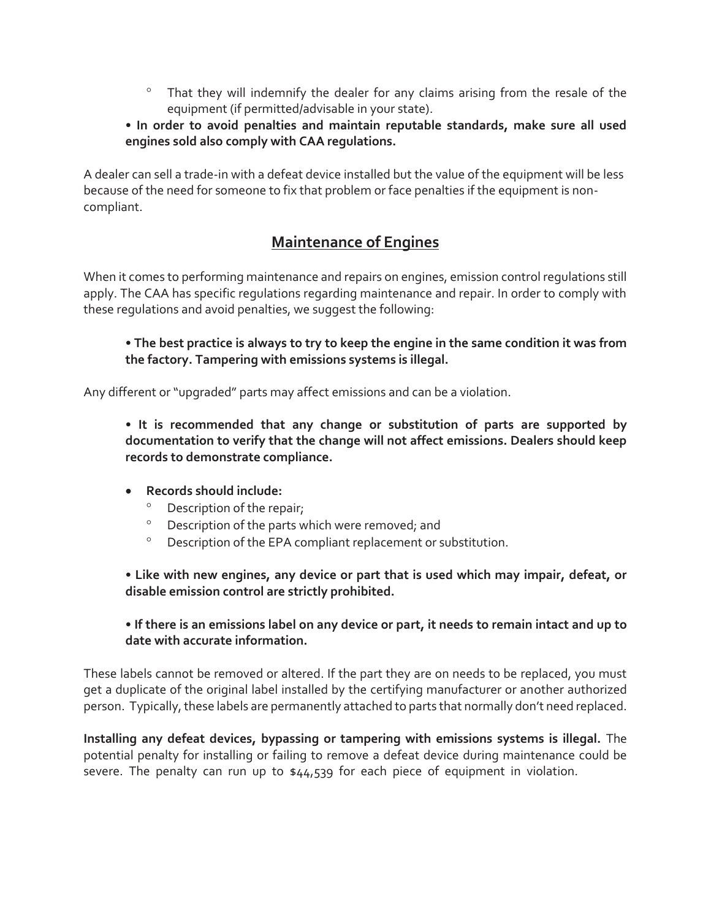- That they will indemnify the dealer for any claims arising from the resale of the equipment (if permitted/advisable in your state).

• **In order to avoid penalties and maintain reputable standards, make sure all used engines sold also comply with CAA regulations.**

A dealer can sell a trade-in with a defeat device installed but the value of the equipment will be less because of the need for someone to fix that problem or face penalties if the equipment is non-compliant.

## Maintenance of Engines

When it comes to performing maintenance and repairs on engines, emission control regulations still apply. The CAA has specific regulations regarding maintenance and repair. In order to comply with these regulations and avoid penalties, we suggest the following:

• **The best practice is always to try to keep the engine in the same condition it was from the factory. Tampering with emissions systems is illegal.**

Any different or "upgraded" parts may affect emissions and can be a violation.

• **It is recommended that any change or substitution of parts are supported by documentation to verify that the change will not affect emissions. Dealers should keep records to demonstrate compliance.**

- **Records should include:**
  - Description of the repair;
  - Description of the parts which were removed; and
  - Description of the EPA compliant replacement or substitution.

• **Like with new engines, any device or part that is used which may impair, defeat, or disable emission control are strictly prohibited.**

• **If there is an emissions label on any device or part, it needs to remain intact and up to date with accurate information.**

These labels cannot be removed or altered. If the part they are on needs to be replaced, you must get a duplicate of the original label installed by the certifying manufacturer or another authorized person. Typically, these labels are permanently attached to parts that normally don't need replaced.

**Installing any defeat devices, bypassing or tampering with emissions systems is illegal.** The potential penalty for installing or failing to remove a defeat device during maintenance could be severe. The penalty can run up to $44,539 for each piece of equipment in violation.